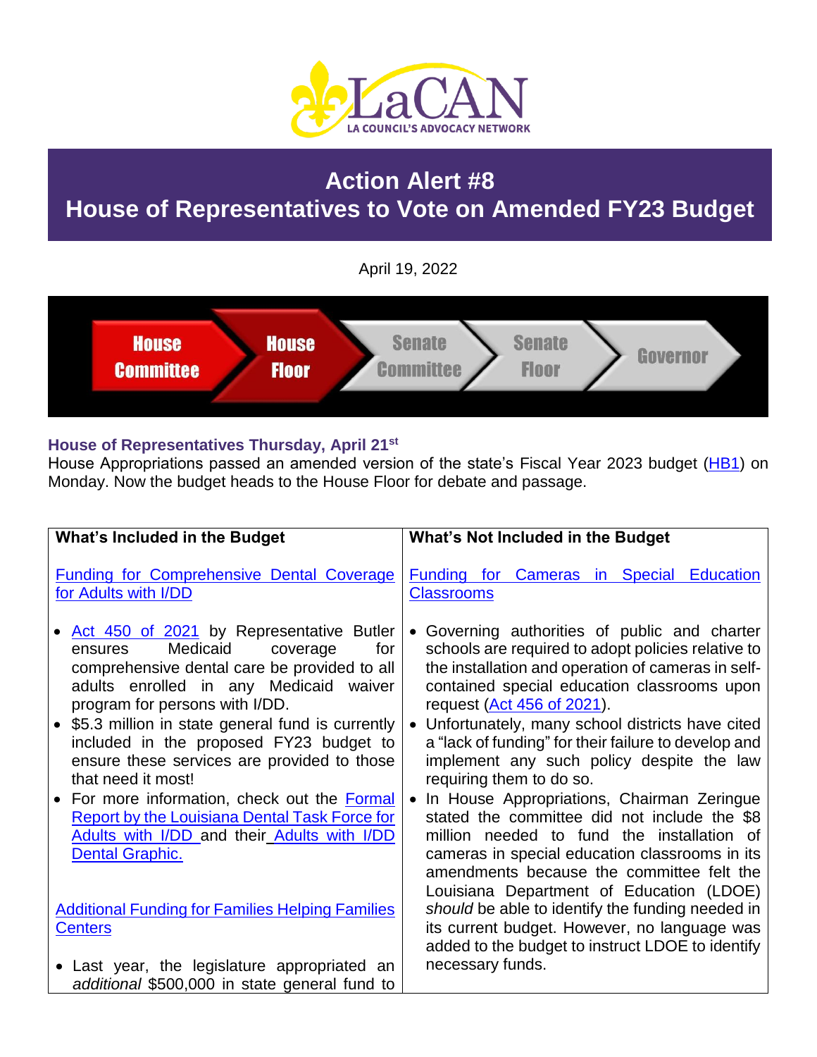LaCAN

LA COUNCIL'S ADVOCACY NETWORK

# Action Alert #8
# House of Representatives to Vote on Amended FY23 Budget

April 19, 2022

House Committee → House Floor → Senate Committee → Senate Floor → Governor

### House of Representatives Thursday, April 21st

House Appropriations passed an amended version of the state's Fiscal Year 2023 budget (HB1) on Monday. Now the budget heads to the House Floor for debate and passage.

| What's Included in the Budget | What's Not Included in the Budget |
|---|---|
| Funding for Comprehensive Dental Coverage for Adults with I/DD<br><br>• Act 450 of 2021 by Representative Butler ensures Medicaid coverage for comprehensive dental care be provided to all adults enrolled in any Medicaid waiver program for persons with I/DD.<br>• $5.3 million in state general fund is currently included in the proposed FY23 budget to ensure these services are provided to those that need it most!<br>• For more information, check out the Formal Report by the Louisiana Dental Task Force for Adults with I/DD and their Adults with I/DD Dental Graphic.<br><br>Additional Funding for Families Helping Families Centers<br><br>• Last year, the legislature appropriated an *additional* $500,000 in state general fund to | Funding for Cameras in Special Education Classrooms<br><br>• Governing authorities of public and charter schools are required to adopt policies relative to the installation and operation of cameras in self-contained special education classrooms upon request (Act 456 of 2021).<br>• Unfortunately, many school districts have cited a "lack of funding" for their failure to develop and implement any such policy despite the law requiring them to do so.<br>• In House Appropriations, Chairman Zeringue stated the committee did not include the $8 million needed to fund the installation of cameras in special education classrooms in its amendments because the committee felt the Louisiana Department of Education (LDOE) *should* be able to identify the funding needed in its current budget. However, no language was added to the budget to instruct LDOE to identify necessary funds. |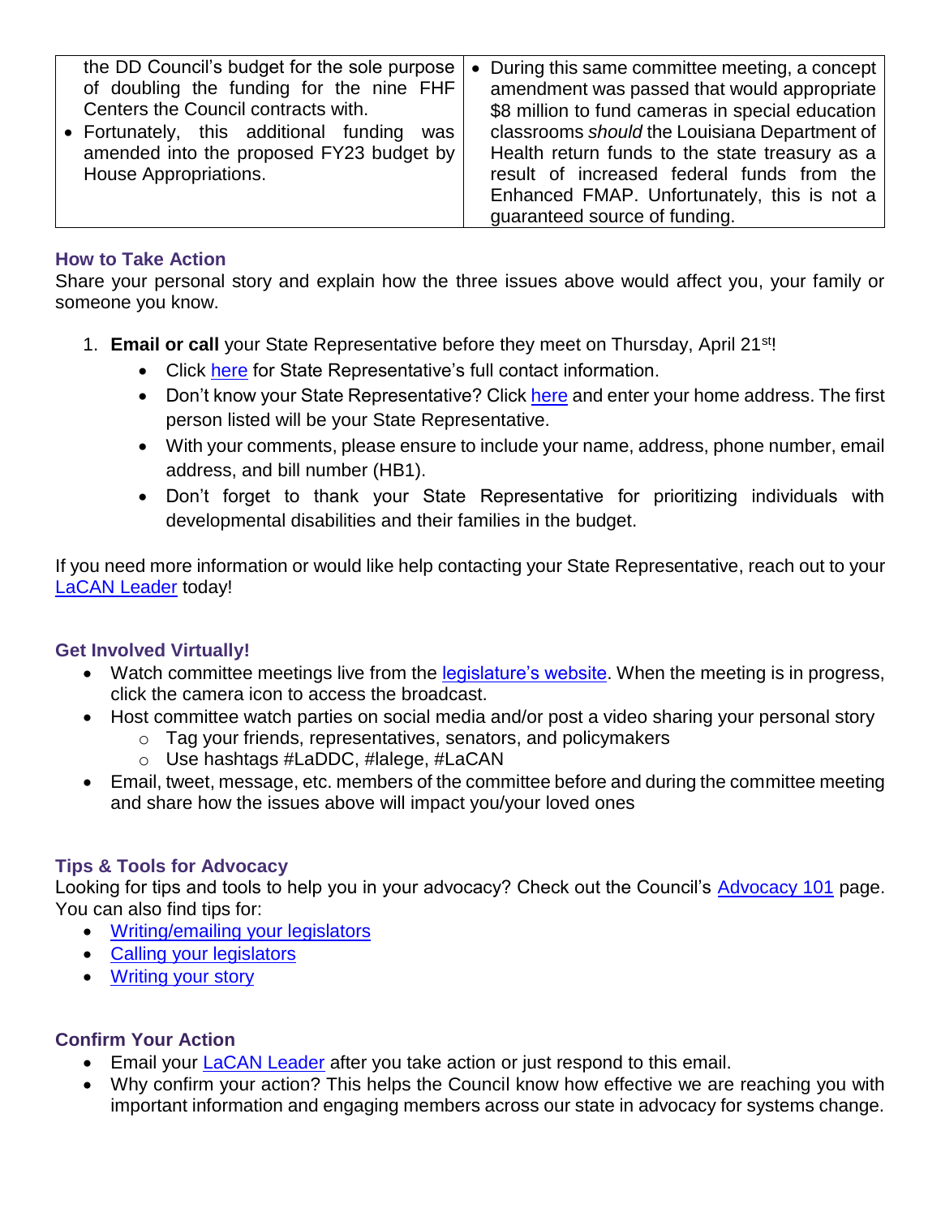| | |
|---|---|
| the DD Council's budget for the sole purpose of doubling the funding for the nine FHF Centers the Council contracts with.<br>• Fortunately, this additional funding was amended into the proposed FY23 budget by House Appropriations. | • During this same committee meeting, a concept amendment was passed that would appropriate $8 million to fund cameras in special education classrooms *should* the Louisiana Department of Health return funds to the state treasury as a result of increased federal funds from the Enhanced FMAP. Unfortunately, this is not a guaranteed source of funding. |

### How to Take Action

Share your personal story and explain how the three issues above would affect you, your family or someone you know.

1. **Email or call** your State Representative before they meet on Thursday, April 21st!
   - Click here for State Representative's full contact information.
   - Don't know your State Representative? Click here and enter your home address. The first person listed will be your State Representative.
   - With your comments, please ensure to include your name, address, phone number, email address, and bill number (HB1).
   - Don't forget to thank your State Representative for prioritizing individuals with developmental disabilities and their families in the budget.

If you need more information or would like help contacting your State Representative, reach out to your LaCAN Leader today!

### Get Involved Virtually!

- Watch committee meetings live from the legislature's website. When the meeting is in progress, click the camera icon to access the broadcast.
- Host committee watch parties on social media and/or post a video sharing your personal story
  - Tag your friends, representatives, senators, and policymakers
  - Use hashtags #LaDDC, #lalege, #LaCAN
- Email, tweet, message, etc. members of the committee before and during the committee meeting and share how the issues above will impact you/your loved ones

### Tips & Tools for Advocacy

Looking for tips and tools to help you in your advocacy? Check out the Council's Advocacy 101 page. You can also find tips for:

- Writing/emailing your legislators
- Calling your legislators
- Writing your story

### Confirm Your Action

- Email your LaCAN Leader after you take action or just respond to this email.
- Why confirm your action? This helps the Council know how effective we are reaching you with important information and engaging members across our state in advocacy for systems change.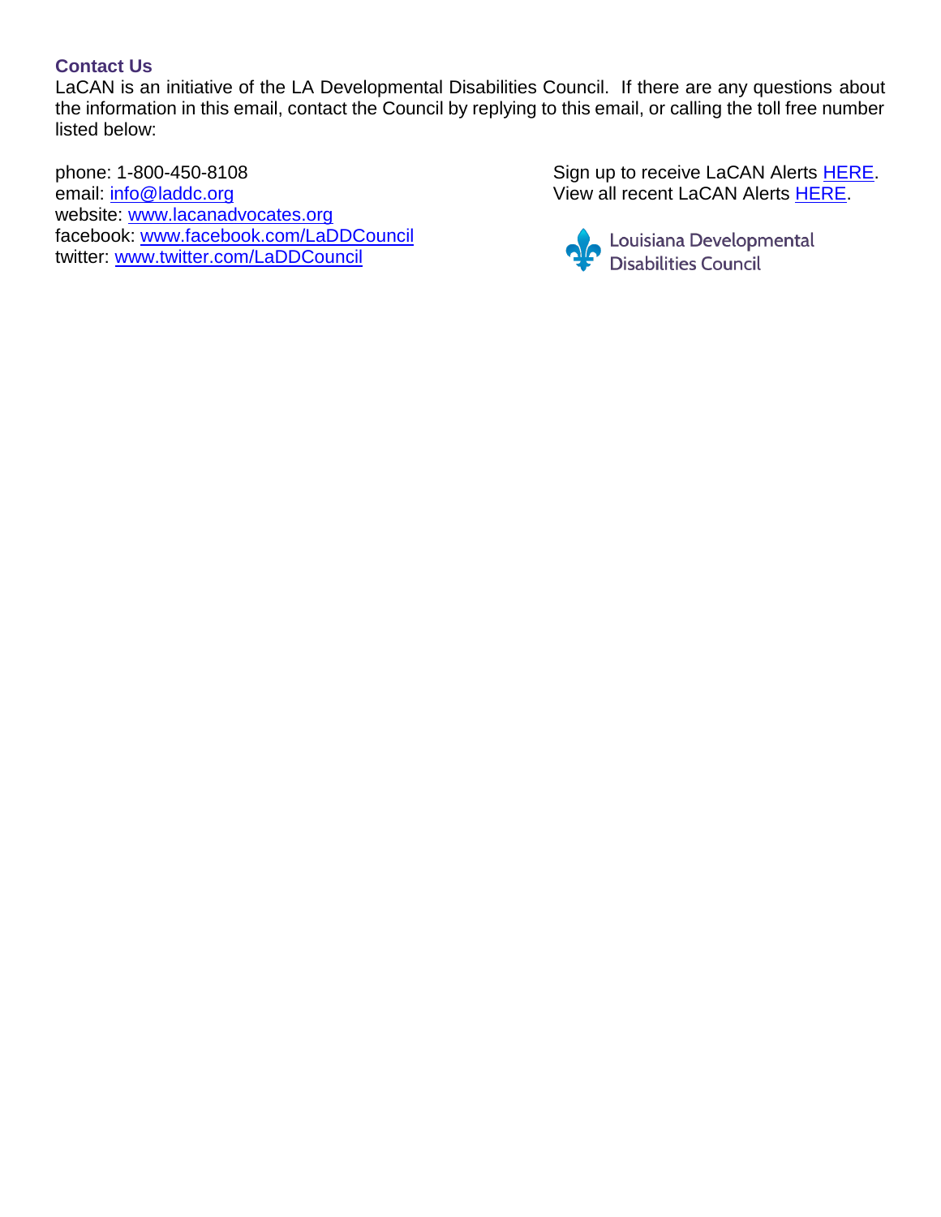### Contact Us

LaCAN is an initiative of the LA Developmental Disabilities Council. If there are any questions about the information in this email, contact the Council by replying to this email, or calling the toll free number listed below:

phone: 1-800-450-8108
email: info@laddc.org
website: www.lacanadvocates.org
facebook: www.facebook.com/LaDDCouncil
twitter: www.twitter.com/LaDDCouncil

Sign up to receive LaCAN Alerts HERE.
View all recent LaCAN Alerts HERE.

Louisiana Developmental Disabilities Council